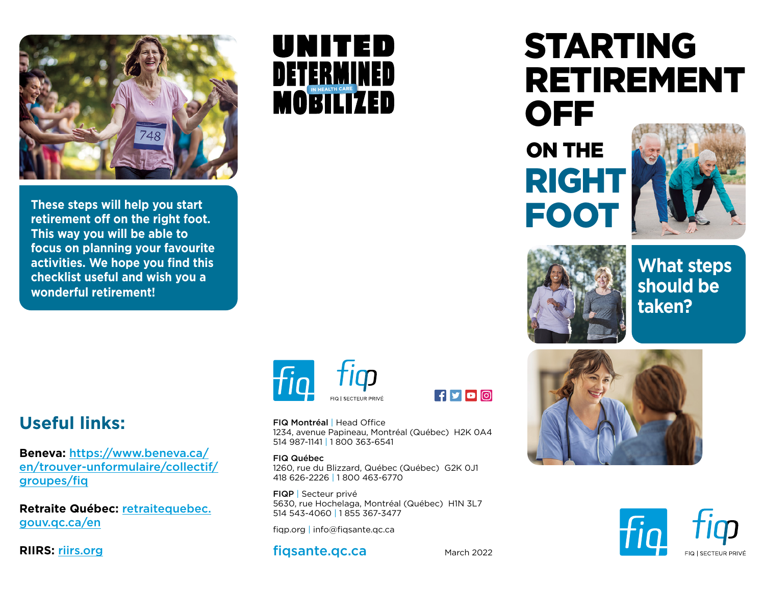# STARTING RETIREMENT OFF ON THE RIGHT FOOT

## What steps should be taken?

These steps will help you start retirement off on the right foot. This way you will be able to focus on planning your favourite activities. We hope you find this checklist useful and wish you a wonderful retirement!

## Useful links:

**Beneva:** https://www.beneva.ca/en/trouver-unformulaire/collectif/groupes/fiq

**Retraite Québec:** retraitequebec.gouv.qc.ca/en

**RIIRS:** riirs.org

UNITED DETERMINED MOBILIZED IN HEALTH CARE

fiq | fiqp FIQ | SECTEUR PRIVÉ

**FIQ Montréal** | Head Office
1234, avenue Papineau, Montréal (Québec) H2K 0A4
514 987-1141 | 1 800 363-6541

**FIQ Québec**
1260, rue du Blizzard, Québec (Québec) G2K 0J1
418 626-2226 | 1 800 463-6770

**FIQP** | Secteur privé
5630, rue Hochelaga, Montréal (Québec) H1N 3L7
514 543-4060 | 1 855 367-3477

fiqp.org | info@fiqsante.qc.ca

**fiqsante.qc.ca**

March 2022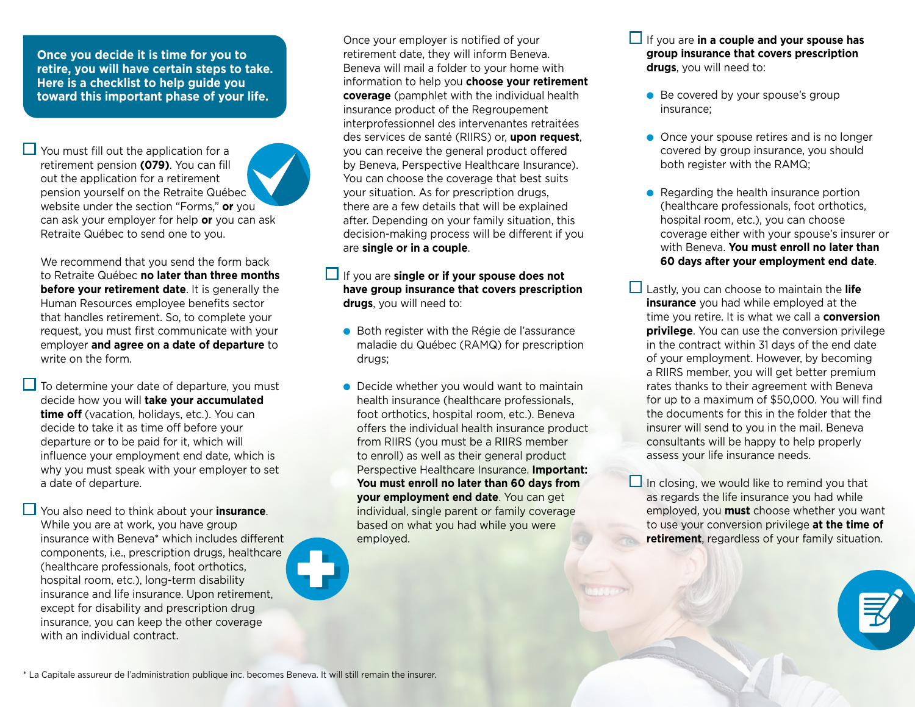**Once you decide it is time for you to retire, you will have certain steps to take. Here is a checklist to help guide you toward this important phase of your life.**

- [ ] You must fill out the application for a retirement pension **(079)**. You can fill out the application for a retirement pension yourself on the Retraite Québec website under the section "Forms," **or** you can ask your employer for help **or** you can ask Retraite Québec to send one to you.

  We recommend that you send the form back to Retraite Québec **no later than three months before your retirement date**. It is generally the Human Resources employee benefits sector that handles retirement. So, to complete your request, you must first communicate with your employer **and agree on a date of departure** to write on the form.

- [ ] To determine your date of departure, you must decide how you will **take your accumulated time off** (vacation, holidays, etc.). You can decide to take it as time off before your departure or to be paid for it, which will influence your employment end date, which is why you must speak with your employer to set a date of departure.

- [ ] You also need to think about your **insurance**. While you are at work, you have group insurance with Beneva* which includes different components, i.e., prescription drugs, healthcare (healthcare professionals, foot orthotics, hospital room, etc.), long-term disability insurance and life insurance. Upon retirement, except for disability and prescription drug insurance, you can keep the other coverage with an individual contract.

Once your employer is notified of your retirement date, they will inform Beneva. Beneva will mail a folder to your home with information to help you **choose your retirement coverage** (pamphlet with the individual health insurance product of the Regroupement interprofessionnel des intervenantes retraitées des services de santé (RIIRS) or, **upon request**, you can receive the general product offered by Beneva, Perspective Healthcare Insurance). You can choose the coverage that best suits your situation. As for prescription drugs, there are a few details that will be explained after. Depending on your family situation, this decision-making process will be different if you are **single or in a couple**.

- [ ] If you are **single or if your spouse does not have group insurance that covers prescription drugs**, you will need to:
  - Both register with the Régie de l'assurance maladie du Québec (RAMQ) for prescription drugs;
  - Decide whether you would want to maintain health insurance (healthcare professionals, foot orthotics, hospital room, etc.). Beneva offers the individual health insurance product from RIIRS (you must be a RIIRS member to enroll) as well as their general product Perspective Healthcare Insurance. **Important: You must enroll no later than 60 days from your employment end date**. You can get individual, single parent or family coverage based on what you had while you were employed.

- [ ] If you are **in a couple and your spouse has group insurance that covers prescription drugs**, you will need to:
  - Be covered by your spouse's group insurance;
  - Once your spouse retires and is no longer covered by group insurance, you should both register with the RAMQ;
  - Regarding the health insurance portion (healthcare professionals, foot orthotics, hospital room, etc.), you can choose coverage either with your spouse's insurer or with Beneva. **You must enroll no later than 60 days after your employment end date**.

- [ ] Lastly, you can choose to maintain the **life insurance** you had while employed at the time you retire. It is what we call a **conversion privilege**. You can use the conversion privilege in the contract within 31 days of the end date of your employment. However, by becoming a RIIRS member, you will get better premium rates thanks to their agreement with Beneva for up to a maximum of $50,000. You will find the documents for this in the folder that the insurer will send to you in the mail. Beneva consultants will be happy to help properly assess your life insurance needs.

- [ ] In closing, we would like to remind you that as regards the life insurance you had while employed, you **must** choose whether you want to use your conversion privilege **at the time of retirement**, regardless of your family situation.

* La Capitale assureur de l'administration publique inc. becomes Beneva. It will still remain the insurer.